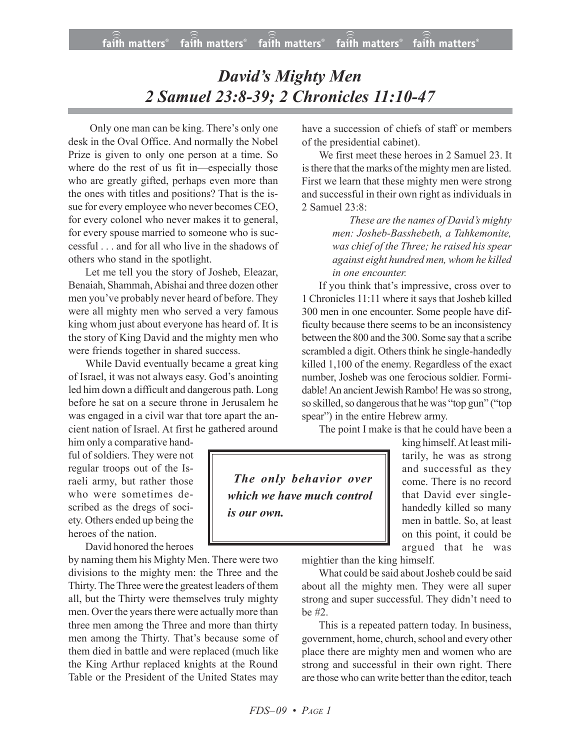# *David's Mighty Men*
# *2 Samuel 23:8-39; 2 Chronicles 11:10-47*

Only one man can be king. There's only one desk in the Oval Office. And normally the Nobel Prize is given to only one person at a time. So where do the rest of us fit in—especially those who are greatly gifted, perhaps even more than the ones with titles and positions? That is the issue for every employee who never becomes CEO, for every colonel who never makes it to general, for every spouse married to someone who is successful . . . and for all who live in the shadows of others who stand in the spotlight.

Let me tell you the story of Josheb, Eleazar, Benaiah, Shammah, Abishai and three dozen other men you've probably never heard of before. They were all mighty men who served a very famous king whom just about everyone has heard of. It is the story of King David and the mighty men who were friends together in shared success.

While David eventually became a great king of Israel, it was not always easy. God's anointing led him down a difficult and dangerous path. Long before he sat on a secure throne in Jerusalem he was engaged in a civil war that tore apart the ancient nation of Israel. At first he gathered around him only a comparative handful of soldiers. They were not regular troops out of the Israeli army, but rather those who were sometimes described as the dregs of society. Others ended up being the heroes of the nation.

David honored the heroes by naming them his Mighty Men. There were two divisions to the mighty men: the Three and the Thirty. The Three were the greatest leaders of them all, but the Thirty were themselves truly mighty men. Over the years there were actually more than three men among the Three and more than thirty men among the Thirty. That's because some of them died in battle and were replaced (much like the King Arthur replaced knights at the Round Table or the President of the United States may have a succession of chiefs of staff or members of the presidential cabinet).

We first meet these heroes in 2 Samuel 23. It is there that the marks of the mighty men are listed. First we learn that these mighty men were strong and successful in their own right as individuals in 2 Samuel 23:8:

> *These are the names of David's mighty men: Josheb-Basshebeth, a Tahkemonite, was chief of the Three; he raised his spear against eight hundred men, whom he killed in one encounter.*

If you think that's impressive, cross over to 1 Chronicles 11:11 where it says that Josheb killed 300 men in one encounter. Some people have difficulty because there seems to be an inconsistency between the 800 and the 300. Some say that a scribe scrambled a digit. Others think he single-handedly killed 1,100 of the enemy. Regardless of the exact number, Josheb was one ferocious soldier. Formidable! An ancient Jewish Rambo! He was so strong, so skilled, so dangerous that he was "top gun" ("top spear") in the entire Hebrew army.

> ***The only behavior over which we have much control is our own.***

The point I make is that he could have been a king himself. At least militarily, he was as strong and successful as they come. There is no record that David ever single-handedly killed so many men in battle. So, at least on this point, it could be argued that he was mightier than the king himself.

What could be said about Josheb could be said about all the mighty men. They were all super strong and super successful. They didn't need to be #2.

This is a repeated pattern today. In business, government, home, church, school and every other place there are mighty men and women who are strong and successful in their own right. There are those who can write better than the editor, teach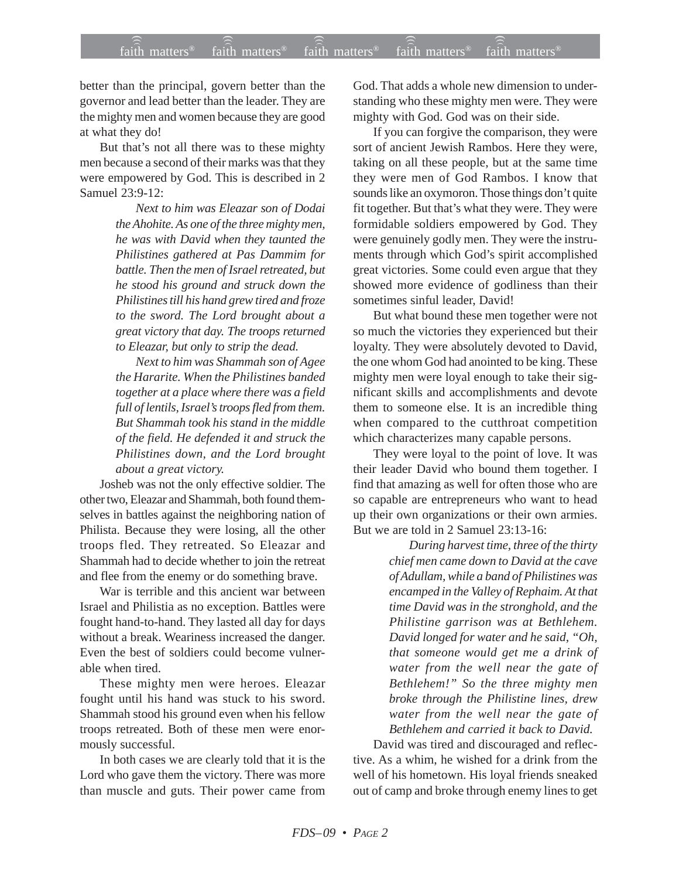better than the principal, govern better than the governor and lead better than the leader. They are the mighty men and women because they are good at what they do!

But that's not all there was to these mighty men because a second of their marks was that they were empowered by God. This is described in 2 Samuel 23:9-12:

> *Next to him was Eleazar son of Dodai the Ahohite. As one of the three mighty men, he was with David when they taunted the Philistines gathered at Pas Dammim for battle. Then the men of Israel retreated, but he stood his ground and struck down the Philistines till his hand grew tired and froze to the sword. The Lord brought about a great victory that day. The troops returned to Eleazar, but only to strip the dead.*
>
> *Next to him was Shammah son of Agee the Hararite. When the Philistines banded together at a place where there was a field full of lentils, Israel's troops fled from them. But Shammah took his stand in the middle of the field. He defended it and struck the Philistines down, and the Lord brought about a great victory.*

Josheb was not the only effective soldier. The other two, Eleazar and Shammah, both found themselves in battles against the neighboring nation of Philista. Because they were losing, all the other troops fled. They retreated. So Eleazar and Shammah had to decide whether to join the retreat and flee from the enemy or do something brave.

War is terrible and this ancient war between Israel and Philistia as no exception. Battles were fought hand-to-hand. They lasted all day for days without a break. Weariness increased the danger. Even the best of soldiers could become vulnerable when tired.

These mighty men were heroes. Eleazar fought until his hand was stuck to his sword. Shammah stood his ground even when his fellow troops retreated. Both of these men were enormously successful.

In both cases we are clearly told that it is the Lord who gave them the victory. There was more than muscle and guts. Their power came from God. That adds a whole new dimension to understanding who these mighty men were. They were mighty with God. God was on their side.

If you can forgive the comparison, they were sort of ancient Jewish Rambos. Here they were, taking on all these people, but at the same time they were men of God Rambos. I know that sounds like an oxymoron. Those things don't quite fit together. But that's what they were. They were formidable soldiers empowered by God. They were genuinely godly men. They were the instruments through which God's spirit accomplished great victories. Some could even argue that they showed more evidence of godliness than their sometimes sinful leader, David!

But what bound these men together were not so much the victories they experienced but their loyalty. They were absolutely devoted to David, the one whom God had anointed to be king. These mighty men were loyal enough to take their significant skills and accomplishments and devote them to someone else. It is an incredible thing when compared to the cutthroat competition which characterizes many capable persons.

They were loyal to the point of love. It was their leader David who bound them together. I find that amazing as well for often those who are so capable are entrepreneurs who want to head up their own organizations or their own armies. But we are told in 2 Samuel 23:13-16:

> *During harvest time, three of the thirty chief men came down to David at the cave of Adullam, while a band of Philistines was encamped in the Valley of Rephaim. At that time David was in the stronghold, and the Philistine garrison was at Bethlehem. David longed for water and he said, "Oh, that someone would get me a drink of water from the well near the gate of Bethlehem!" So the three mighty men broke through the Philistine lines, drew water from the well near the gate of Bethlehem and carried it back to David.*

David was tired and discouraged and reflective. As a whim, he wished for a drink from the well of his hometown. His loyal friends sneaked out of camp and broke through enemy lines to get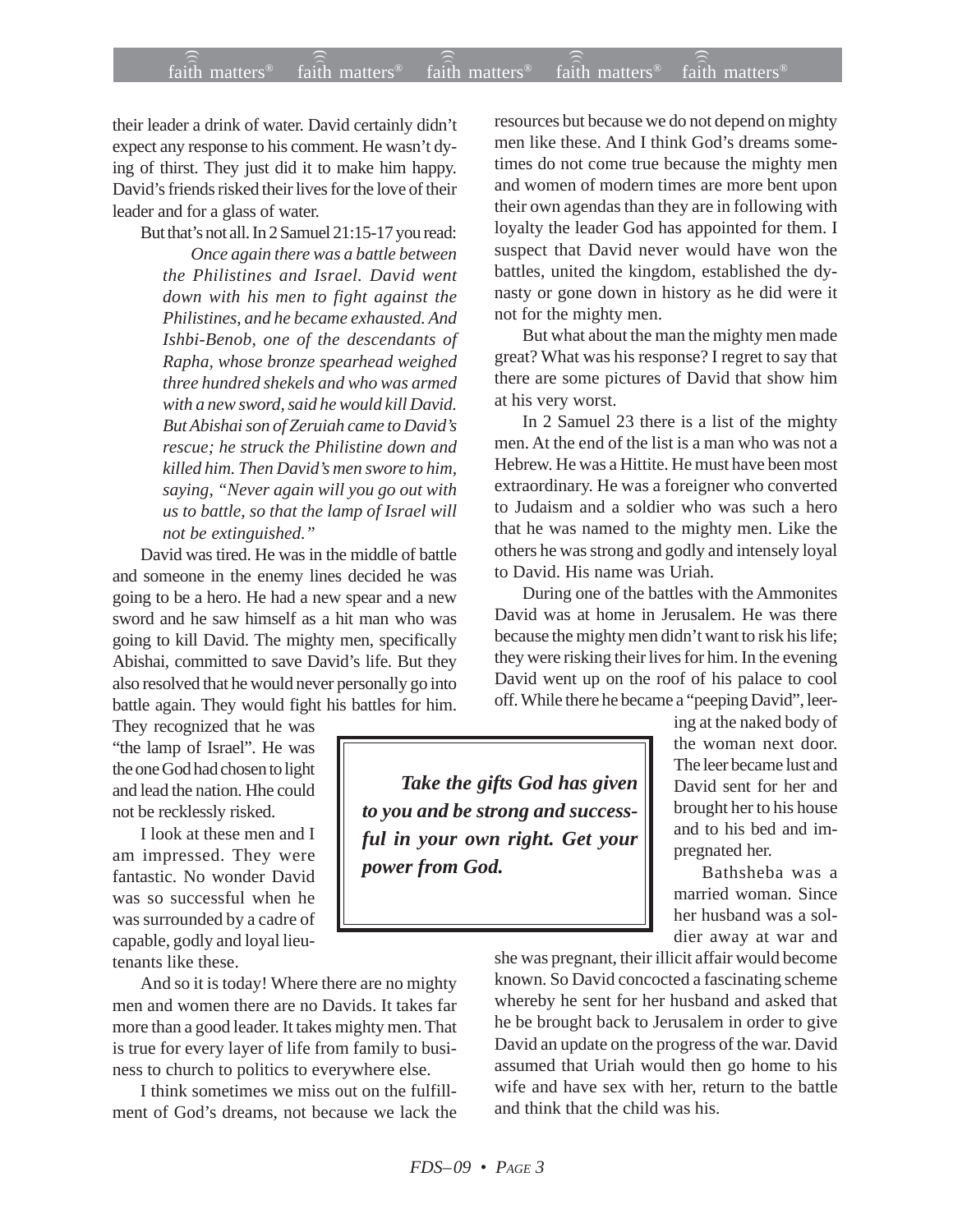their leader a drink of water. David certainly didn't expect any response to his comment. He wasn't dying of thirst. They just did it to make him happy. David's friends risked their lives for the love of their leader and for a glass of water.

But that's not all. In 2 Samuel 21:15-17 you read:

> *Once again there was a battle between the Philistines and Israel. David went down with his men to fight against the Philistines, and he became exhausted. And Ishbi-Benob, one of the descendants of Rapha, whose bronze spearhead weighed three hundred shekels and who was armed with a new sword, said he would kill David. But Abishai son of Zeruiah came to David's rescue; he struck the Philistine down and killed him. Then David's men swore to him, saying, "Never again will you go out with us to battle, so that the lamp of Israel will not be extinguished."*

David was tired. He was in the middle of battle and someone in the enemy lines decided he was going to be a hero. He had a new spear and a new sword and he saw himself as a hit man who was going to kill David. The mighty men, specifically Abishai, committed to save David's life. But they also resolved that he would never personally go into battle again. They would fight his battles for him. They recognized that he was "the lamp of Israel". He was the one God had chosen to light and lead the nation. Hhe could not be recklessly risked.

I look at these men and I am impressed. They were fantastic. No wonder David was so successful when he was surrounded by a cadre of capable, godly and loyal lieutenants like these.

And so it is today! Where there are no mighty men and women there are no Davids. It takes far more than a good leader. It takes mighty men. That is true for every layer of life from family to business to church to politics to everywhere else.

I think sometimes we miss out on the fulfillment of God's dreams, not because we lack the resources but because we do not depend on mighty men like these. And I think God's dreams sometimes do not come true because the mighty men and women of modern times are more bent upon their own agendas than they are in following with loyalty the leader God has appointed for them. I suspect that David never would have won the battles, united the kingdom, established the dynasty or gone down in history as he did were it not for the mighty men.

But what about the man the mighty men made great? What was his response? I regret to say that there are some pictures of David that show him at his very worst.

In 2 Samuel 23 there is a list of the mighty men. At the end of the list is a man who was not a Hebrew. He was a Hittite. He must have been most extraordinary. He was a foreigner who converted to Judaism and a soldier who was such a hero that he was named to the mighty men. Like the others he was strong and godly and intensely loyal to David. His name was Uriah.

During one of the battles with the Ammonites David was at home in Jerusalem. He was there because the mighty men didn't want to risk his life; they were risking their lives for him. In the evening David went up on the roof of his palace to cool off. While there he became a "peeping David", leering at the naked body of the woman next door. The leer became lust and David sent for her and brought her to his house and to his bed and impregnated her.

> ***Take the gifts God has given to you and be strong and successful in your own right. Get your power from God.***

Bathsheba was a married woman. Since her husband was a soldier away at war and she was pregnant, their illicit affair would become known. So David concocted a fascinating scheme whereby he sent for her husband and asked that he be brought back to Jerusalem in order to give David an update on the progress of the war. David assumed that Uriah would then go home to his wife and have sex with her, return to the battle and think that the child was his.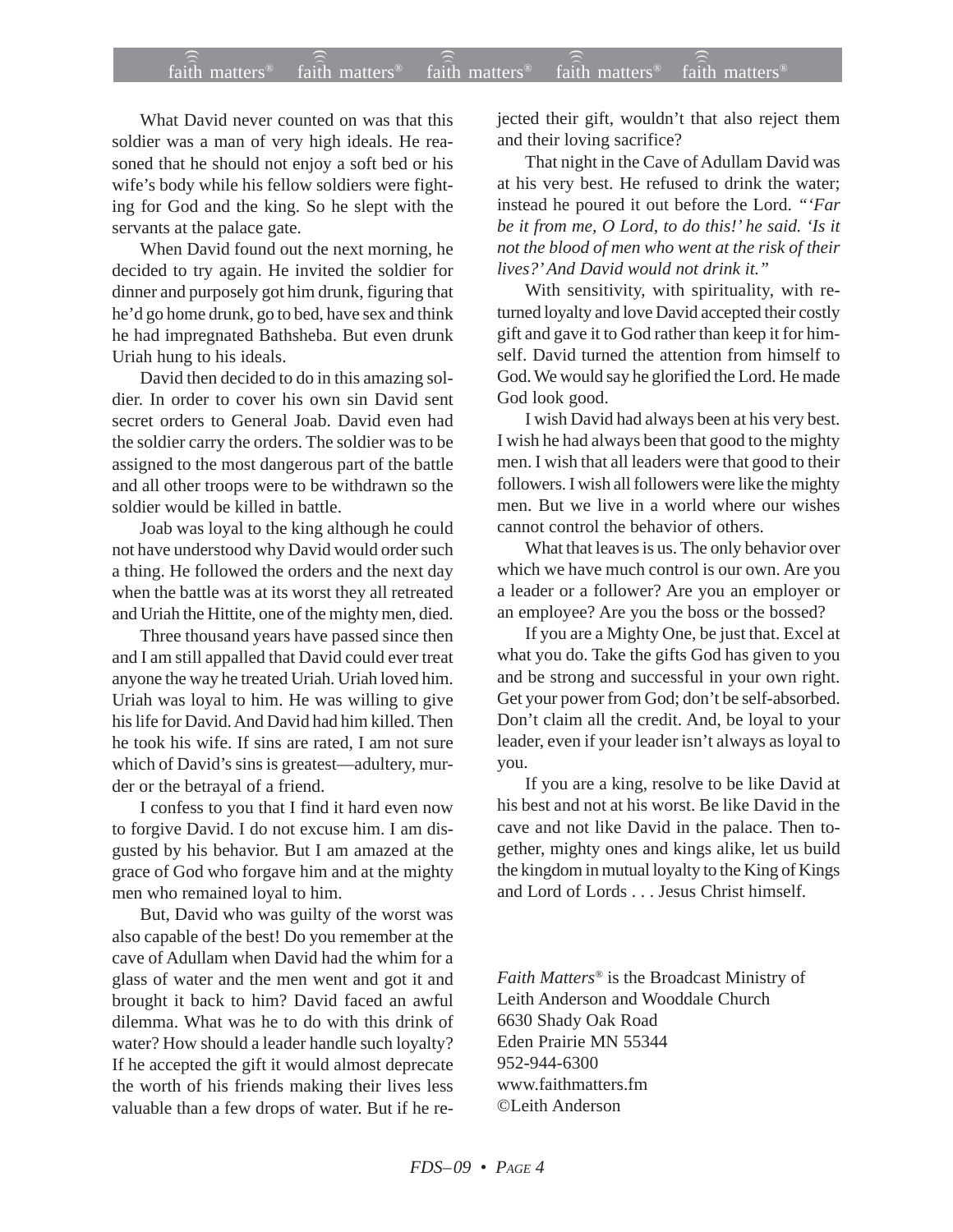What David never counted on was that this soldier was a man of very high ideals. He reasoned that he should not enjoy a soft bed or his wife's body while his fellow soldiers were fighting for God and the king. So he slept with the servants at the palace gate.

When David found out the next morning, he decided to try again. He invited the soldier for dinner and purposely got him drunk, figuring that he'd go home drunk, go to bed, have sex and think he had impregnated Bathsheba. But even drunk Uriah hung to his ideals.

David then decided to do in this amazing soldier. In order to cover his own sin David sent secret orders to General Joab. David even had the soldier carry the orders. The soldier was to be assigned to the most dangerous part of the battle and all other troops were to be withdrawn so the soldier would be killed in battle.

Joab was loyal to the king although he could not have understood why David would order such a thing. He followed the orders and the next day when the battle was at its worst they all retreated and Uriah the Hittite, one of the mighty men, died.

Three thousand years have passed since then and I am still appalled that David could ever treat anyone the way he treated Uriah. Uriah loved him. Uriah was loyal to him. He was willing to give his life for David. And David had him killed. Then he took his wife. If sins are rated, I am not sure which of David's sins is greatest—adultery, murder or the betrayal of a friend.

I confess to you that I find it hard even now to forgive David. I do not excuse him. I am disgusted by his behavior. But I am amazed at the grace of God who forgave him and at the mighty men who remained loyal to him.

But, David who was guilty of the worst was also capable of the best! Do you remember at the cave of Adullam when David had the whim for a glass of water and the men went and got it and brought it back to him? David faced an awful dilemma. What was he to do with this drink of water? How should a leader handle such loyalty? If he accepted the gift it would almost deprecate the worth of his friends making their lives less valuable than a few drops of water. But if he rejected their gift, wouldn't that also reject them and their loving sacrifice?

That night in the Cave of Adullam David was at his very best. He refused to drink the water; instead he poured it out before the Lord. *"'Far be it from me, O Lord, to do this!' he said. 'Is it not the blood of men who went at the risk of their lives?' And David would not drink it."*

With sensitivity, with spirituality, with returned loyalty and love David accepted their costly gift and gave it to God rather than keep it for himself. David turned the attention from himself to God. We would say he glorified the Lord. He made God look good.

I wish David had always been at his very best. I wish he had always been that good to the mighty men. I wish that all leaders were that good to their followers. I wish all followers were like the mighty men. But we live in a world where our wishes cannot control the behavior of others.

What that leaves is us. The only behavior over which we have much control is our own. Are you a leader or a follower? Are you an employer or an employee? Are you the boss or the bossed?

If you are a Mighty One, be just that. Excel at what you do. Take the gifts God has given to you and be strong and successful in your own right. Get your power from God; don't be self-absorbed. Don't claim all the credit. And, be loyal to your leader, even if your leader isn't always as loyal to you.

If you are a king, resolve to be like David at his best and not at his worst. Be like David in the cave and not like David in the palace. Then together, mighty ones and kings alike, let us build the kingdom in mutual loyalty to the King of Kings and Lord of Lords . . . Jesus Christ himself.

*Faith Matters®* is the Broadcast Ministry of
Leith Anderson and Wooddale Church
6630 Shady Oak Road
Eden Prairie MN 55344
952-944-6300
www.faithmatters.fm
©Leith Anderson